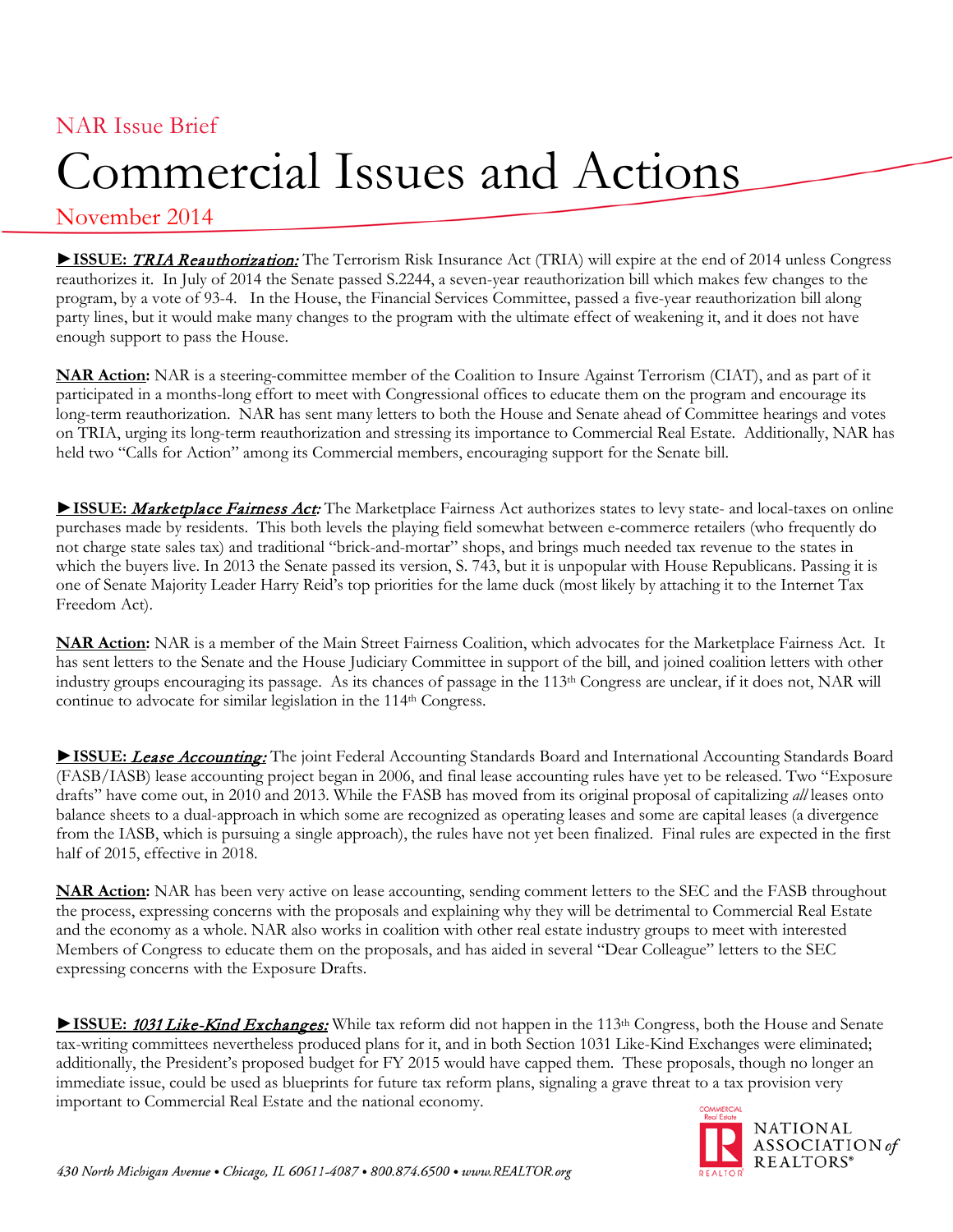NAR Issue Brief

# Commercial Issues and Actions

November 2014

►**ISSUE:** ***TRIA Reauthorization:*** The Terrorism Risk Insurance Act (TRIA) will expire at the end of 2014 unless Congress reauthorizes it. In July of 2014 the Senate passed S.2244, a seven-year reauthorization bill which makes few changes to the program, by a vote of 93-4. In the House, the Financial Services Committee, passed a five-year reauthorization bill along party lines, but it would make many changes to the program with the ultimate effect of weakening it, and it does not have enough support to pass the House.

**NAR Action:** NAR is a steering-committee member of the Coalition to Insure Against Terrorism (CIAT), and as part of it participated in a months-long effort to meet with Congressional offices to educate them on the program and encourage its long-term reauthorization. NAR has sent many letters to both the House and Senate ahead of Committee hearings and votes on TRIA, urging its long-term reauthorization and stressing its importance to Commercial Real Estate. Additionally, NAR has held two "Calls for Action" among its Commercial members, encouraging support for the Senate bill.

►**ISSUE:** ***Marketplace Fairness Act:*** The Marketplace Fairness Act authorizes states to levy state- and local-taxes on online purchases made by residents. This both levels the playing field somewhat between e-commerce retailers (who frequently do not charge state sales tax) and traditional "brick-and-mortar" shops, and brings much needed tax revenue to the states in which the buyers live. In 2013 the Senate passed its version, S. 743, but it is unpopular with House Republicans. Passing it is one of Senate Majority Leader Harry Reid's top priorities for the lame duck (most likely by attaching it to the Internet Tax Freedom Act).

**NAR Action:** NAR is a member of the Main Street Fairness Coalition, which advocates for the Marketplace Fairness Act. It has sent letters to the Senate and the House Judiciary Committee in support of the bill, and joined coalition letters with other industry groups encouraging its passage. As its chances of passage in the 113th Congress are unclear, if it does not, NAR will continue to advocate for similar legislation in the 114th Congress.

►**ISSUE:** ***Lease Accounting:*** The joint Federal Accounting Standards Board and International Accounting Standards Board (FASB/IASB) lease accounting project began in 2006, and final lease accounting rules have yet to be released. Two "Exposure drafts" have come out, in 2010 and 2013. While the FASB has moved from its original proposal of capitalizing *all* leases onto balance sheets to a dual-approach in which some are recognized as operating leases and some are capital leases (a divergence from the IASB, which is pursuing a single approach), the rules have not yet been finalized. Final rules are expected in the first half of 2015, effective in 2018.

**NAR Action:** NAR has been very active on lease accounting, sending comment letters to the SEC and the FASB throughout the process, expressing concerns with the proposals and explaining why they will be detrimental to Commercial Real Estate and the economy as a whole. NAR also works in coalition with other real estate industry groups to meet with interested Members of Congress to educate them on the proposals, and has aided in several "Dear Colleague" letters to the SEC expressing concerns with the Exposure Drafts.

►**ISSUE:** ***1031 Like-Kind Exchanges:*** While tax reform did not happen in the 113th Congress, both the House and Senate tax-writing committees nevertheless produced plans for it, and in both Section 1031 Like-Kind Exchanges were eliminated; additionally, the President's proposed budget for FY 2015 would have capped them. These proposals, though no longer an immediate issue, could be used as blueprints for future tax reform plans, signaling a grave threat to a tax provision very important to Commercial Real Estate and the national economy.

430 North Michigan Avenue • Chicago, IL 60611-4087 • 800.874.6500 • www.REALTOR.org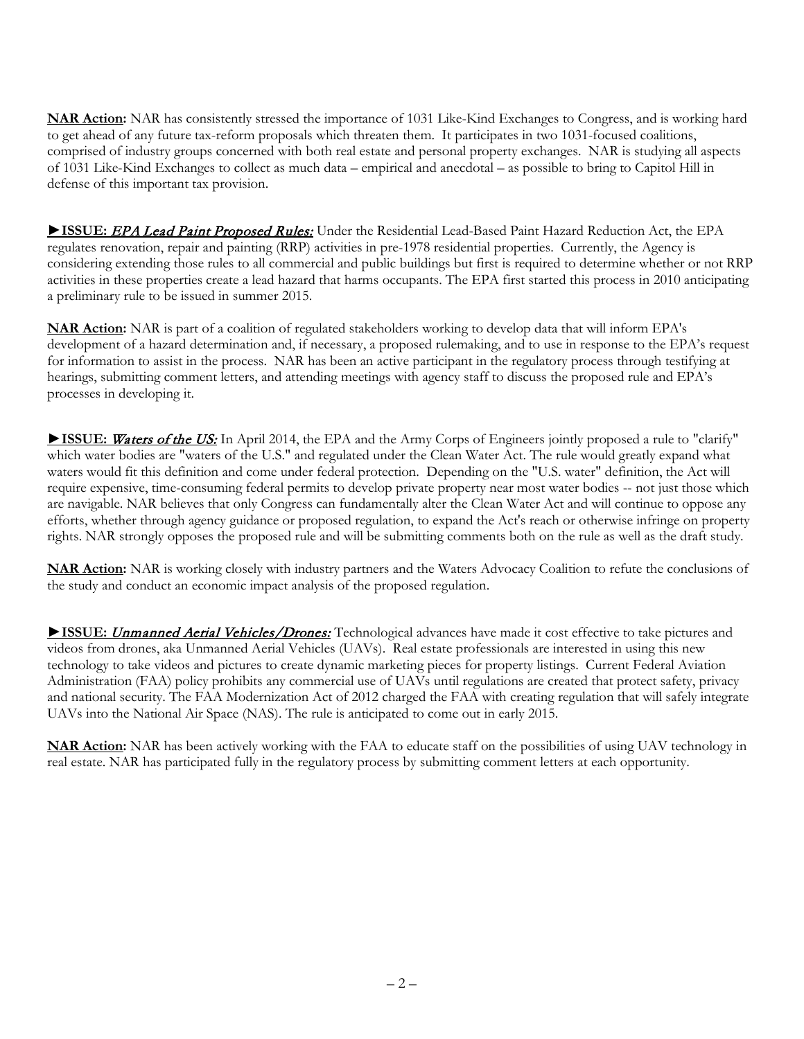**NAR Action:** NAR has consistently stressed the importance of 1031 Like-Kind Exchanges to Congress, and is working hard to get ahead of any future tax-reform proposals which threaten them. It participates in two 1031-focused coalitions, comprised of industry groups concerned with both real estate and personal property exchanges. NAR is studying all aspects of 1031 Like-Kind Exchanges to collect as much data – empirical and anecdotal – as possible to bring to Capitol Hill in defense of this important tax provision.

►**ISSUE:** ***EPA Lead Paint Proposed Rules:*** Under the Residential Lead-Based Paint Hazard Reduction Act, the EPA regulates renovation, repair and painting (RRP) activities in pre-1978 residential properties. Currently, the Agency is considering extending those rules to all commercial and public buildings but first is required to determine whether or not RRP activities in these properties create a lead hazard that harms occupants. The EPA first started this process in 2010 anticipating a preliminary rule to be issued in summer 2015.

**NAR Action:** NAR is part of a coalition of regulated stakeholders working to develop data that will inform EPA's development of a hazard determination and, if necessary, a proposed rulemaking, and to use in response to the EPA's request for information to assist in the process. NAR has been an active participant in the regulatory process through testifying at hearings, submitting comment letters, and attending meetings with agency staff to discuss the proposed rule and EPA's processes in developing it.

►**ISSUE:** ***Waters of the US:*** In April 2014, the EPA and the Army Corps of Engineers jointly proposed a rule to "clarify" which water bodies are "waters of the U.S." and regulated under the Clean Water Act. The rule would greatly expand what waters would fit this definition and come under federal protection. Depending on the "U.S. water" definition, the Act will require expensive, time-consuming federal permits to develop private property near most water bodies -- not just those which are navigable. NAR believes that only Congress can fundamentally alter the Clean Water Act and will continue to oppose any efforts, whether through agency guidance or proposed regulation, to expand the Act's reach or otherwise infringe on property rights. NAR strongly opposes the proposed rule and will be submitting comments both on the rule as well as the draft study.

**NAR Action:** NAR is working closely with industry partners and the Waters Advocacy Coalition to refute the conclusions of the study and conduct an economic impact analysis of the proposed regulation.

►**ISSUE:** ***Unmanned Aerial Vehicles/Drones:*** Technological advances have made it cost effective to take pictures and videos from drones, aka Unmanned Aerial Vehicles (UAVs). Real estate professionals are interested in using this new technology to take videos and pictures to create dynamic marketing pieces for property listings. Current Federal Aviation Administration (FAA) policy prohibits any commercial use of UAVs until regulations are created that protect safety, privacy and national security. The FAA Modernization Act of 2012 charged the FAA with creating regulation that will safely integrate UAVs into the National Air Space (NAS). The rule is anticipated to come out in early 2015.

**NAR Action:** NAR has been actively working with the FAA to educate staff on the possibilities of using UAV technology in real estate. NAR has participated fully in the regulatory process by submitting comment letters at each opportunity.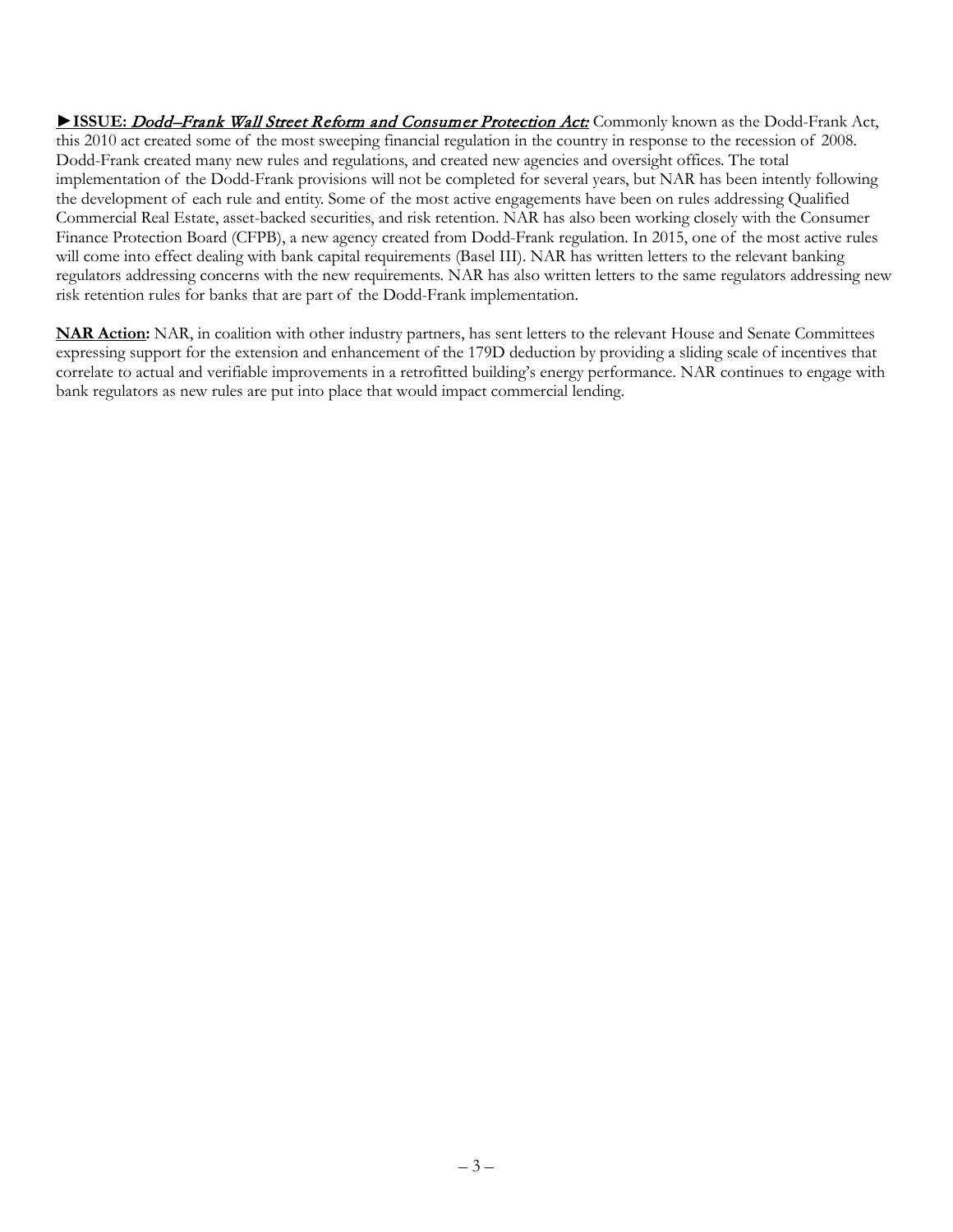►**ISSUE:** ***Dodd–Frank Wall Street Reform and Consumer Protection Act:*** Commonly known as the Dodd-Frank Act, this 2010 act created some of the most sweeping financial regulation in the country in response to the recession of 2008. Dodd-Frank created many new rules and regulations, and created new agencies and oversight offices. The total implementation of the Dodd-Frank provisions will not be completed for several years, but NAR has been intently following the development of each rule and entity. Some of the most active engagements have been on rules addressing Qualified Commercial Real Estate, asset-backed securities, and risk retention. NAR has also been working closely with the Consumer Finance Protection Board (CFPB), a new agency created from Dodd-Frank regulation. In 2015, one of the most active rules will come into effect dealing with bank capital requirements (Basel III). NAR has written letters to the relevant banking regulators addressing concerns with the new requirements. NAR has also written letters to the same regulators addressing new risk retention rules for banks that are part of the Dodd-Frank implementation.

**NAR Action:** NAR, in coalition with other industry partners, has sent letters to the relevant House and Senate Committees expressing support for the extension and enhancement of the 179D deduction by providing a sliding scale of incentives that correlate to actual and verifiable improvements in a retrofitted building's energy performance. NAR continues to engage with bank regulators as new rules are put into place that would impact commercial lending.